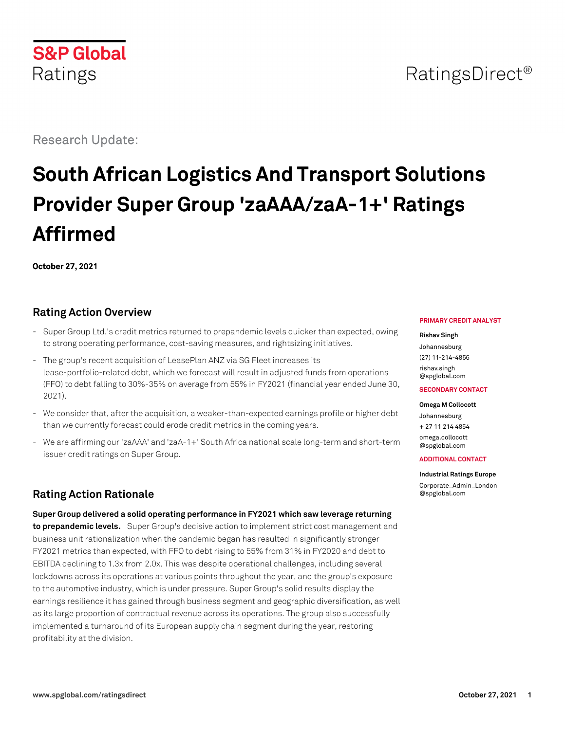S&P Global Ratings

RatingsDirect®

Research Update:

# South African Logistics And Transport Solutions Provider Super Group 'zaAAA/zaA-1+' Ratings Affirmed

**October 27, 2021**

## Rating Action Overview

- Super Group Ltd.'s credit metrics returned to prepandemic levels quicker than expected, owing to strong operating performance, cost-saving measures, and rightsizing initiatives.
- The group's recent acquisition of LeasePlan ANZ via SG Fleet increases its lease-portfolio-related debt, which we forecast will result in adjusted funds from operations (FFO) to debt falling to 30%-35% on average from 55% in FY2021 (financial year ended June 30, 2021).
- We consider that, after the acquisition, a weaker-than-expected earnings profile or higher debt than we currently forecast could erode credit metrics in the coming years.
- We are affirming our 'zaAAA' and 'zaA-1+' South Africa national scale long-term and short-term issuer credit ratings on Super Group.

**PRIMARY CREDIT ANALYST**

**Rishav Singh**
Johannesburg
(27) 11-214-4856
rishav.singh@spglobal.com

**SECONDARY CONTACT**

**Omega M Collocott**
Johannesburg
+ 27 11 214 4854
omega.collocott@spglobal.com

**ADDITIONAL CONTACT**

**Industrial Ratings Europe**
Corporate_Admin_London@spglobal.com

## Rating Action Rationale

**Super Group delivered a solid operating performance in FY2021 which saw leverage returning to prepandemic levels.** Super Group's decisive action to implement strict cost management and business unit rationalization when the pandemic began has resulted in significantly stronger FY2021 metrics than expected, with FFO to debt rising to 55% from 31% in FY2020 and debt to EBITDA declining to 1.3x from 2.0x. This was despite operational challenges, including several lockdowns across its operations at various points throughout the year, and the group's exposure to the automotive industry, which is under pressure. Super Group's solid results display the earnings resilience it has gained through business segment and geographic diversification, as well as its large proportion of contractual revenue across its operations. The group also successfully implemented a turnaround of its European supply chain segment during the year, restoring profitability at the division.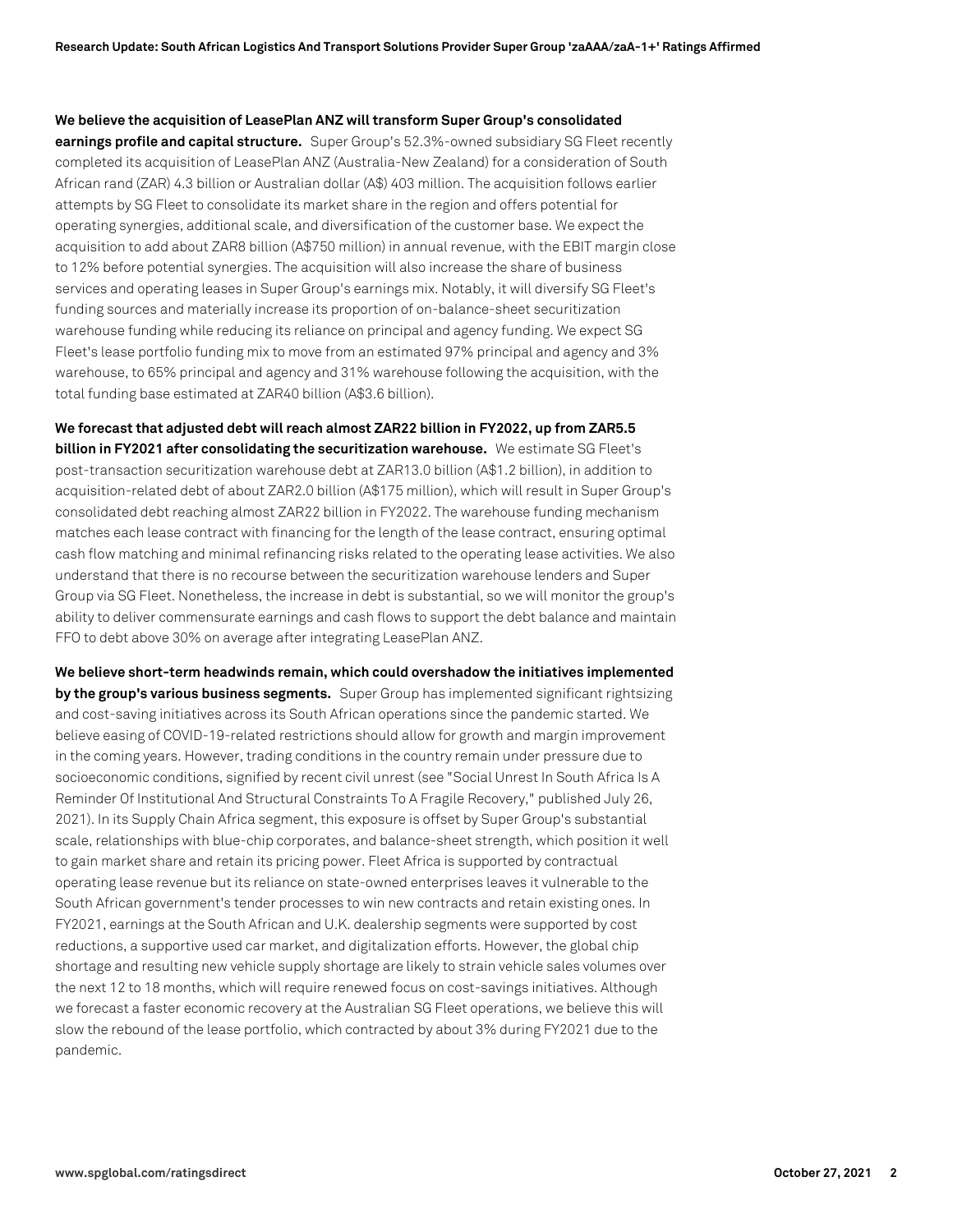**We believe the acquisition of LeasePlan ANZ will transform Super Group's consolidated earnings profile and capital structure.** Super Group's 52.3%-owned subsidiary SG Fleet recently completed its acquisition of LeasePlan ANZ (Australia-New Zealand) for a consideration of South African rand (ZAR) 4.3 billion or Australian dollar (A$) 403 million. The acquisition follows earlier attempts by SG Fleet to consolidate its market share in the region and offers potential for operating synergies, additional scale, and diversification of the customer base. We expect the acquisition to add about ZAR8 billion (A$750 million) in annual revenue, with the EBIT margin close to 12% before potential synergies. The acquisition will also increase the share of business services and operating leases in Super Group's earnings mix. Notably, it will diversify SG Fleet's funding sources and materially increase its proportion of on-balance-sheet securitization warehouse funding while reducing its reliance on principal and agency funding. We expect SG Fleet's lease portfolio funding mix to move from an estimated 97% principal and agency and 3% warehouse, to 65% principal and agency and 31% warehouse following the acquisition, with the total funding base estimated at ZAR40 billion (A$3.6 billion).

**We forecast that adjusted debt will reach almost ZAR22 billion in FY2022, up from ZAR5.5 billion in FY2021 after consolidating the securitization warehouse.** We estimate SG Fleet's post-transaction securitization warehouse debt at ZAR13.0 billion (A$1.2 billion), in addition to acquisition-related debt of about ZAR2.0 billion (A$175 million), which will result in Super Group's consolidated debt reaching almost ZAR22 billion in FY2022. The warehouse funding mechanism matches each lease contract with financing for the length of the lease contract, ensuring optimal cash flow matching and minimal refinancing risks related to the operating lease activities. We also understand that there is no recourse between the securitization warehouse lenders and Super Group via SG Fleet. Nonetheless, the increase in debt is substantial, so we will monitor the group's ability to deliver commensurate earnings and cash flows to support the debt balance and maintain FFO to debt above 30% on average after integrating LeasePlan ANZ.

**We believe short-term headwinds remain, which could overshadow the initiatives implemented by the group's various business segments.** Super Group has implemented significant rightsizing and cost-saving initiatives across its South African operations since the pandemic started. We believe easing of COVID-19-related restrictions should allow for growth and margin improvement in the coming years. However, trading conditions in the country remain under pressure due to socioeconomic conditions, signified by recent civil unrest (see "Social Unrest In South Africa Is A Reminder Of Institutional And Structural Constraints To A Fragile Recovery," published July 26, 2021). In its Supply Chain Africa segment, this exposure is offset by Super Group's substantial scale, relationships with blue-chip corporates, and balance-sheet strength, which position it well to gain market share and retain its pricing power. Fleet Africa is supported by contractual operating lease revenue but its reliance on state-owned enterprises leaves it vulnerable to the South African government's tender processes to win new contracts and retain existing ones. In FY2021, earnings at the South African and U.K. dealership segments were supported by cost reductions, a supportive used car market, and digitalization efforts. However, the global chip shortage and resulting new vehicle supply shortage are likely to strain vehicle sales volumes over the next 12 to 18 months, which will require renewed focus on cost-savings initiatives. Although we forecast a faster economic recovery at the Australian SG Fleet operations, we believe this will slow the rebound of the lease portfolio, which contracted by about 3% during FY2021 due to the pandemic.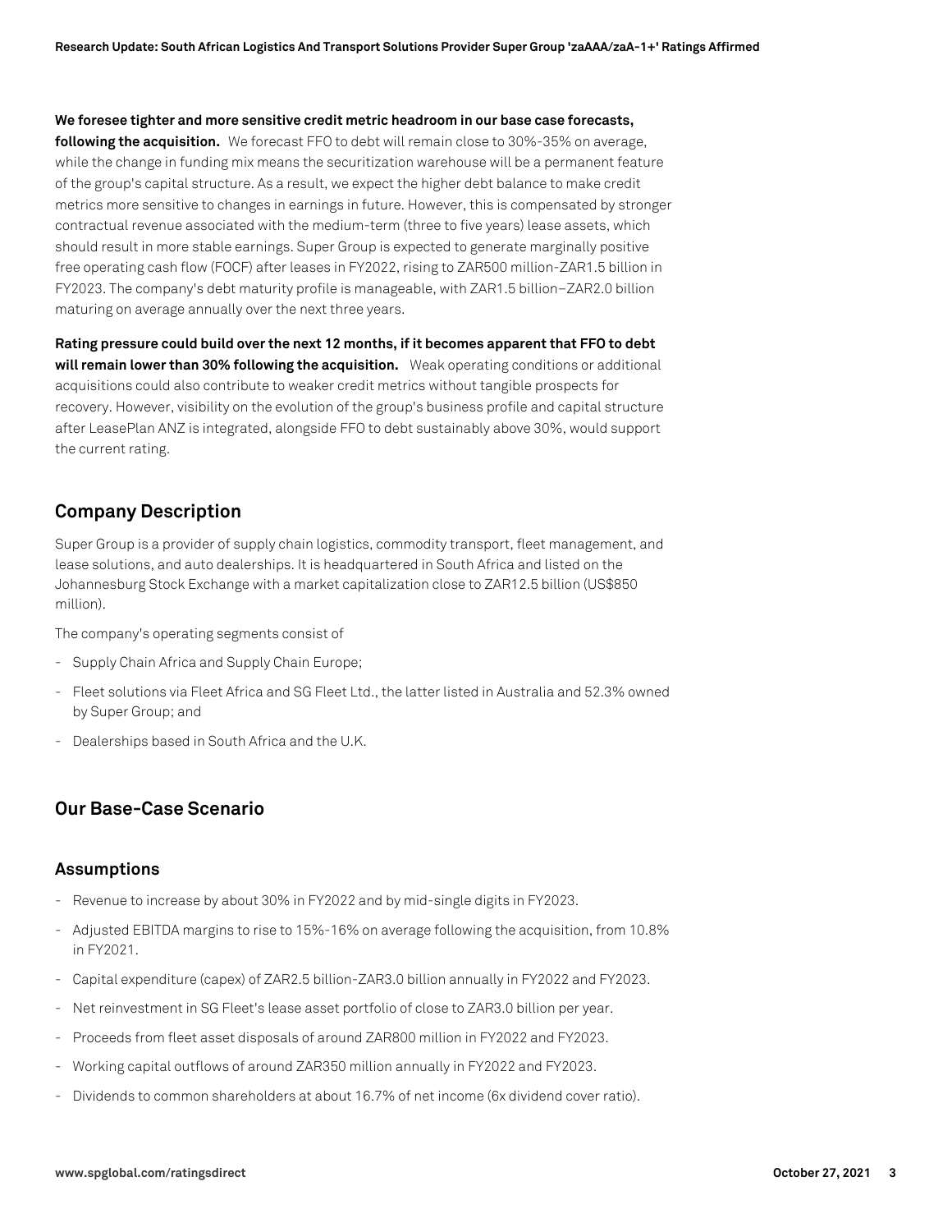**We foresee tighter and more sensitive credit metric headroom in our base case forecasts, following the acquisition.** We forecast FFO to debt will remain close to 30%-35% on average, while the change in funding mix means the securitization warehouse will be a permanent feature of the group's capital structure. As a result, we expect the higher debt balance to make credit metrics more sensitive to changes in earnings in future. However, this is compensated by stronger contractual revenue associated with the medium-term (three to five years) lease assets, which should result in more stable earnings. Super Group is expected to generate marginally positive free operating cash flow (FOCF) after leases in FY2022, rising to ZAR500 million-ZAR1.5 billion in FY2023. The company's debt maturity profile is manageable, with ZAR1.5 billion–ZAR2.0 billion maturing on average annually over the next three years.

**Rating pressure could build over the next 12 months, if it becomes apparent that FFO to debt will remain lower than 30% following the acquisition.** Weak operating conditions or additional acquisitions could also contribute to weaker credit metrics without tangible prospects for recovery. However, visibility on the evolution of the group's business profile and capital structure after LeasePlan ANZ is integrated, alongside FFO to debt sustainably above 30%, would support the current rating.

## Company Description

Super Group is a provider of supply chain logistics, commodity transport, fleet management, and lease solutions, and auto dealerships. It is headquartered in South Africa and listed on the Johannesburg Stock Exchange with a market capitalization close to ZAR12.5 billion (US$850 million).

The company's operating segments consist of

- Supply Chain Africa and Supply Chain Europe;
- Fleet solutions via Fleet Africa and SG Fleet Ltd., the latter listed in Australia and 52.3% owned by Super Group; and
- Dealerships based in South Africa and the U.K.

## Our Base-Case Scenario

### Assumptions

- Revenue to increase by about 30% in FY2022 and by mid-single digits in FY2023.
- Adjusted EBITDA margins to rise to 15%-16% on average following the acquisition, from 10.8% in FY2021.
- Capital expenditure (capex) of ZAR2.5 billion-ZAR3.0 billion annually in FY2022 and FY2023.
- Net reinvestment in SG Fleet's lease asset portfolio of close to ZAR3.0 billion per year.
- Proceeds from fleet asset disposals of around ZAR800 million in FY2022 and FY2023.
- Working capital outflows of around ZAR350 million annually in FY2022 and FY2023.
- Dividends to common shareholders at about 16.7% of net income (6x dividend cover ratio).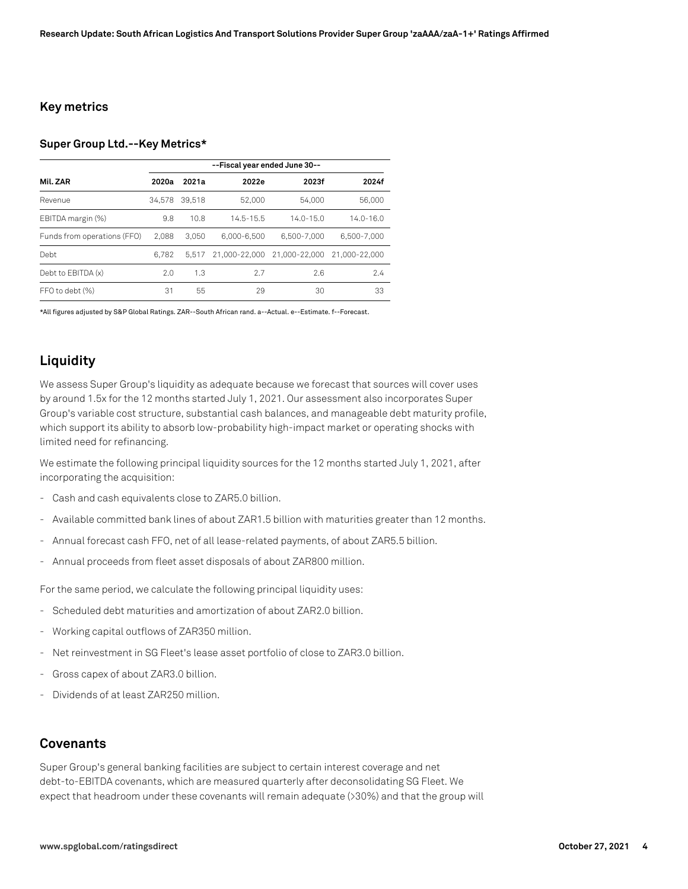## Key metrics

### Super Group Ltd.--Key Metrics*

| | --Fiscal year ended June 30-- | | | | |
|---|---|---|---|---|---|
| Mil. ZAR | 2020a | 2021a | 2022e | 2023f | 2024f |
| Revenue | 34,578 | 39,518 | 52,000 | 54,000 | 56,000 |
| EBITDA margin (%) | 9.8 | 10.8 | 14.5-15.5 | 14.0-15.0 | 14.0-16.0 |
| Funds from operations (FFO) | 2,088 | 3,050 | 6,000-6,500 | 6,500-7,000 | 6,500-7,000 |
| Debt | 6,782 | 5,517 | 21,000-22,000 | 21,000-22,000 | 21,000-22,000 |
| Debt to EBITDA (x) | 2.0 | 1.3 | 2.7 | 2.6 | 2.4 |
| FFO to debt (%) | 31 | 55 | 29 | 30 | 33 |

*All figures adjusted by S&P Global Ratings. ZAR--South African rand. a--Actual. e--Estimate. f--Forecast.

## Liquidity

We assess Super Group's liquidity as adequate because we forecast that sources will cover uses by around 1.5x for the 12 months started July 1, 2021. Our assessment also incorporates Super Group's variable cost structure, substantial cash balances, and manageable debt maturity profile, which support its ability to absorb low-probability high-impact market or operating shocks with limited need for refinancing.

We estimate the following principal liquidity sources for the 12 months started July 1, 2021, after incorporating the acquisition:

- Cash and cash equivalents close to ZAR5.0 billion.
- Available committed bank lines of about ZAR1.5 billion with maturities greater than 12 months.
- Annual forecast cash FFO, net of all lease-related payments, of about ZAR5.5 billion.
- Annual proceeds from fleet asset disposals of about ZAR800 million.

For the same period, we calculate the following principal liquidity uses:

- Scheduled debt maturities and amortization of about ZAR2.0 billion.
- Working capital outflows of ZAR350 million.
- Net reinvestment in SG Fleet's lease asset portfolio of close to ZAR3.0 billion.
- Gross capex of about ZAR3.0 billion.
- Dividends of at least ZAR250 million.

## Covenants

Super Group's general banking facilities are subject to certain interest coverage and net debt-to-EBITDA covenants, which are measured quarterly after deconsolidating SG Fleet. We expect that headroom under these covenants will remain adequate (>30%) and that the group will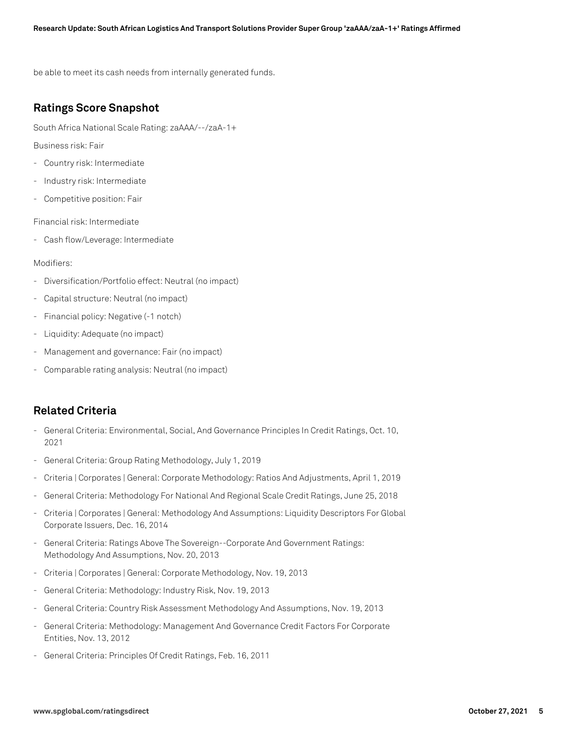be able to meet its cash needs from internally generated funds.

## Ratings Score Snapshot

South Africa National Scale Rating: zaAAA/--/zaA-1+

Business risk: Fair

- Country risk: Intermediate
- Industry risk: Intermediate
- Competitive position: Fair

Financial risk: Intermediate

- Cash flow/Leverage: Intermediate

Modifiers:

- Diversification/Portfolio effect: Neutral (no impact)
- Capital structure: Neutral (no impact)
- Financial policy: Negative (-1 notch)
- Liquidity: Adequate (no impact)
- Management and governance: Fair (no impact)
- Comparable rating analysis: Neutral (no impact)

## Related Criteria

- General Criteria: Environmental, Social, And Governance Principles In Credit Ratings, Oct. 10, 2021
- General Criteria: Group Rating Methodology, July 1, 2019
- Criteria | Corporates | General: Corporate Methodology: Ratios And Adjustments, April 1, 2019
- General Criteria: Methodology For National And Regional Scale Credit Ratings, June 25, 2018
- Criteria | Corporates | General: Methodology And Assumptions: Liquidity Descriptors For Global Corporate Issuers, Dec. 16, 2014
- General Criteria: Ratings Above The Sovereign--Corporate And Government Ratings: Methodology And Assumptions, Nov. 20, 2013
- Criteria | Corporates | General: Corporate Methodology, Nov. 19, 2013
- General Criteria: Methodology: Industry Risk, Nov. 19, 2013
- General Criteria: Country Risk Assessment Methodology And Assumptions, Nov. 19, 2013
- General Criteria: Methodology: Management And Governance Credit Factors For Corporate Entities, Nov. 13, 2012
- General Criteria: Principles Of Credit Ratings, Feb. 16, 2011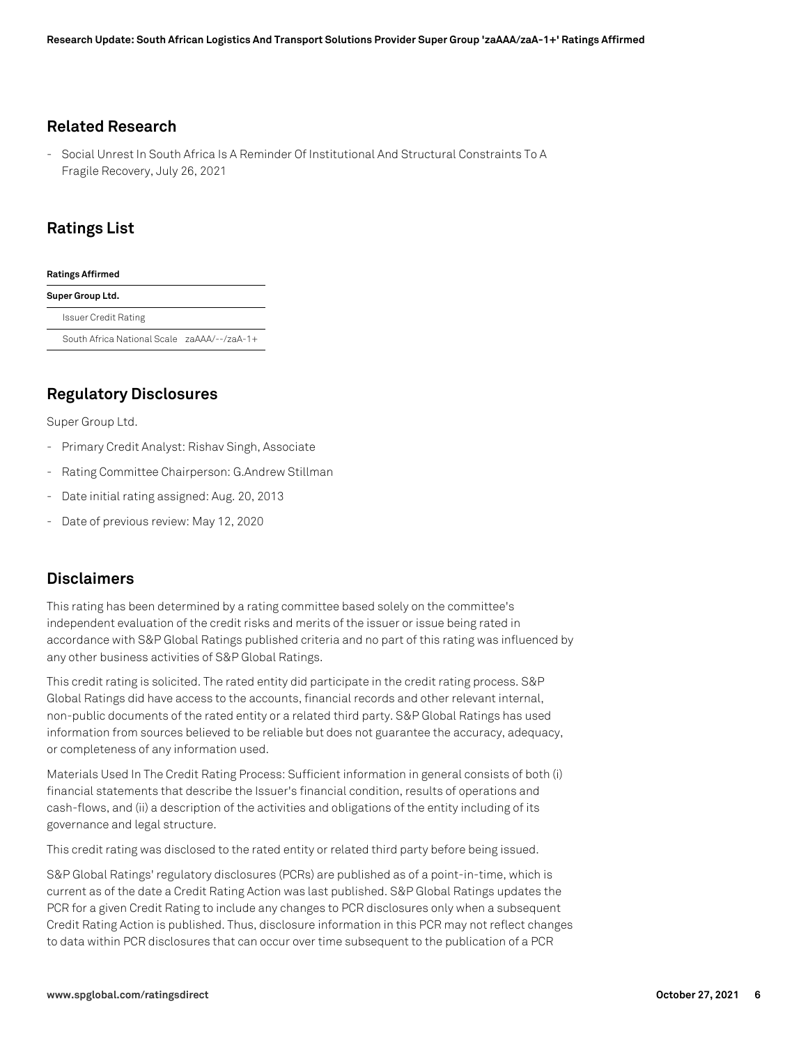## Related Research

- Social Unrest In South Africa Is A Reminder Of Institutional And Structural Constraints To A Fragile Recovery, July 26, 2021

## Ratings List

| Ratings Affirmed | |
|---|---|
| **Super Group Ltd.** | |
| Issuer Credit Rating | |
| South Africa National Scale | zaAAA/--/zaA-1+ |

## Regulatory Disclosures

Super Group Ltd.

- Primary Credit Analyst: Rishav Singh, Associate
- Rating Committee Chairperson: G.Andrew Stillman
- Date initial rating assigned: Aug. 20, 2013
- Date of previous review: May 12, 2020

## Disclaimers

This rating has been determined by a rating committee based solely on the committee's independent evaluation of the credit risks and merits of the issuer or issue being rated in accordance with S&P Global Ratings published criteria and no part of this rating was influenced by any other business activities of S&P Global Ratings.

This credit rating is solicited. The rated entity did participate in the credit rating process. S&P Global Ratings did have access to the accounts, financial records and other relevant internal, non-public documents of the rated entity or a related third party. S&P Global Ratings has used information from sources believed to be reliable but does not guarantee the accuracy, adequacy, or completeness of any information used.

Materials Used In The Credit Rating Process: Sufficient information in general consists of both (i) financial statements that describe the Issuer's financial condition, results of operations and cash-flows, and (ii) a description of the activities and obligations of the entity including of its governance and legal structure.

This credit rating was disclosed to the rated entity or related third party before being issued.

S&P Global Ratings' regulatory disclosures (PCRs) are published as of a point-in-time, which is current as of the date a Credit Rating Action was last published. S&P Global Ratings updates the PCR for a given Credit Rating to include any changes to PCR disclosures only when a subsequent Credit Rating Action is published. Thus, disclosure information in this PCR may not reflect changes to data within PCR disclosures that can occur over time subsequent to the publication of a PCR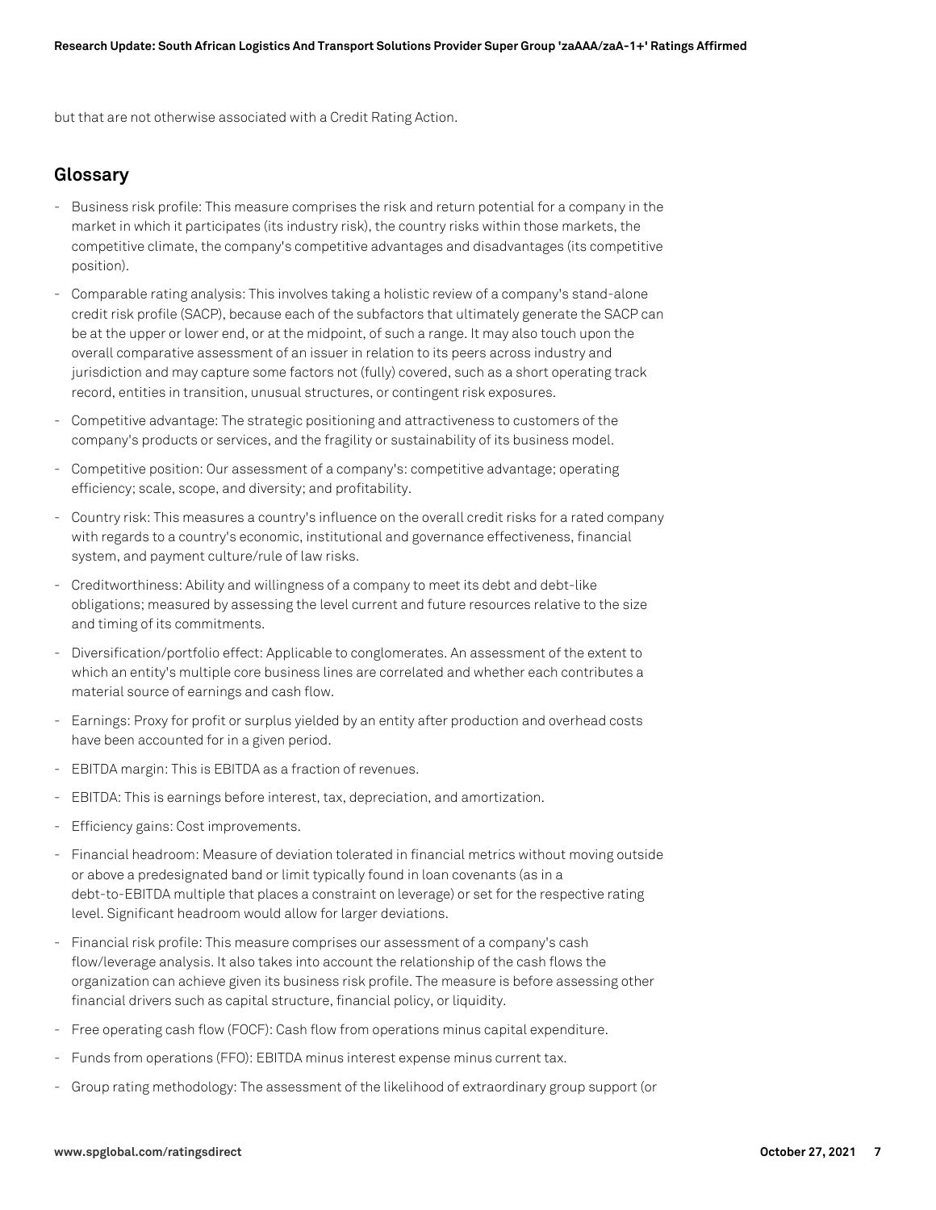but that are not otherwise associated with a Credit Rating Action.

## Glossary

- Business risk profile: This measure comprises the risk and return potential for a company in the market in which it participates (its industry risk), the country risks within those markets, the competitive climate, the company's competitive advantages and disadvantages (its competitive position).
- Comparable rating analysis: This involves taking a holistic review of a company's stand-alone credit risk profile (SACP), because each of the subfactors that ultimately generate the SACP can be at the upper or lower end, or at the midpoint, of such a range. It may also touch upon the overall comparative assessment of an issuer in relation to its peers across industry and jurisdiction and may capture some factors not (fully) covered, such as a short operating track record, entities in transition, unusual structures, or contingent risk exposures.
- Competitive advantage: The strategic positioning and attractiveness to customers of the company's products or services, and the fragility or sustainability of its business model.
- Competitive position: Our assessment of a company's: competitive advantage; operating efficiency; scale, scope, and diversity; and profitability.
- Country risk: This measures a country's influence on the overall credit risks for a rated company with regards to a country's economic, institutional and governance effectiveness, financial system, and payment culture/rule of law risks.
- Creditworthiness: Ability and willingness of a company to meet its debt and debt-like obligations; measured by assessing the level current and future resources relative to the size and timing of its commitments.
- Diversification/portfolio effect: Applicable to conglomerates. An assessment of the extent to which an entity's multiple core business lines are correlated and whether each contributes a material source of earnings and cash flow.
- Earnings: Proxy for profit or surplus yielded by an entity after production and overhead costs have been accounted for in a given period.
- EBITDA margin: This is EBITDA as a fraction of revenues.
- EBITDA: This is earnings before interest, tax, depreciation, and amortization.
- Efficiency gains: Cost improvements.
- Financial headroom: Measure of deviation tolerated in financial metrics without moving outside or above a predesignated band or limit typically found in loan covenants (as in a debt-to-EBITDA multiple that places a constraint on leverage) or set for the respective rating level. Significant headroom would allow for larger deviations.
- Financial risk profile: This measure comprises our assessment of a company's cash flow/leverage analysis. It also takes into account the relationship of the cash flows the organization can achieve given its business risk profile. The measure is before assessing other financial drivers such as capital structure, financial policy, or liquidity.
- Free operating cash flow (FOCF): Cash flow from operations minus capital expenditure.
- Funds from operations (FFO): EBITDA minus interest expense minus current tax.
- Group rating methodology: The assessment of the likelihood of extraordinary group support (or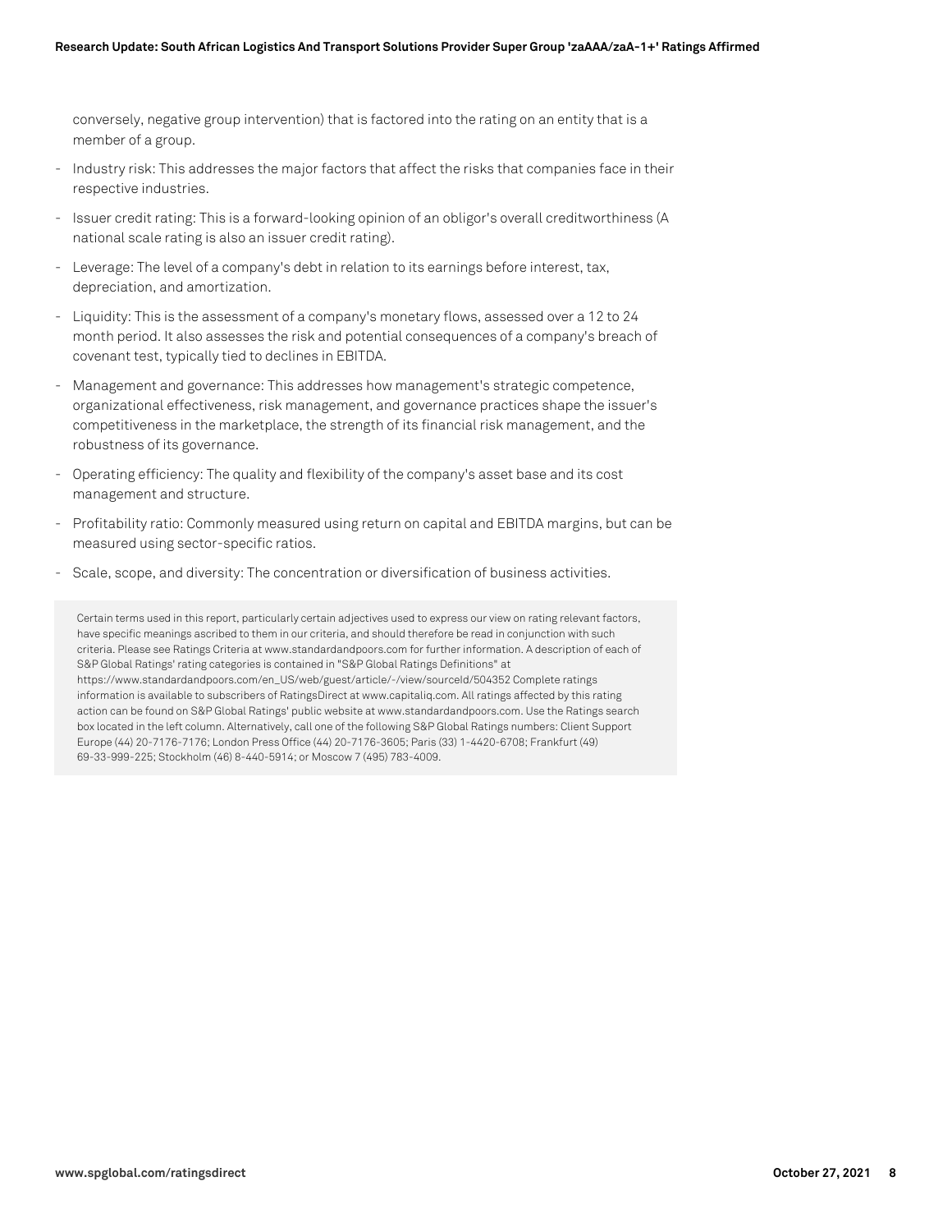conversely, negative group intervention) that is factored into the rating on an entity that is a member of a group.

- Industry risk: This addresses the major factors that affect the risks that companies face in their respective industries.
- Issuer credit rating: This is a forward-looking opinion of an obligor's overall creditworthiness (A national scale rating is also an issuer credit rating).
- Leverage: The level of a company's debt in relation to its earnings before interest, tax, depreciation, and amortization.
- Liquidity: This is the assessment of a company's monetary flows, assessed over a 12 to 24 month period. It also assesses the risk and potential consequences of a company's breach of covenant test, typically tied to declines in EBITDA.
- Management and governance: This addresses how management's strategic competence, organizational effectiveness, risk management, and governance practices shape the issuer's competitiveness in the marketplace, the strength of its financial risk management, and the robustness of its governance.
- Operating efficiency: The quality and flexibility of the company's asset base and its cost management and structure.
- Profitability ratio: Commonly measured using return on capital and EBITDA margins, but can be measured using sector-specific ratios.
- Scale, scope, and diversity: The concentration or diversification of business activities.

Certain terms used in this report, particularly certain adjectives used to express our view on rating relevant factors, have specific meanings ascribed to them in our criteria, and should therefore be read in conjunction with such criteria. Please see Ratings Criteria at www.standardandpoors.com for further information. A description of each of S&P Global Ratings' rating categories is contained in "S&P Global Ratings Definitions" at https://www.standardandpoors.com/en_US/web/guest/article/-/view/sourceId/504352 Complete ratings information is available to subscribers of RatingsDirect at www.capitaliq.com. All ratings affected by this rating action can be found on S&P Global Ratings' public website at www.standardandpoors.com. Use the Ratings search box located in the left column. Alternatively, call one of the following S&P Global Ratings numbers: Client Support Europe (44) 20-7176-7176; London Press Office (44) 20-7176-3605; Paris (33) 1-4420-6708; Frankfurt (49) 69-33-999-225; Stockholm (46) 8-440-5914; or Moscow 7 (495) 783-4009.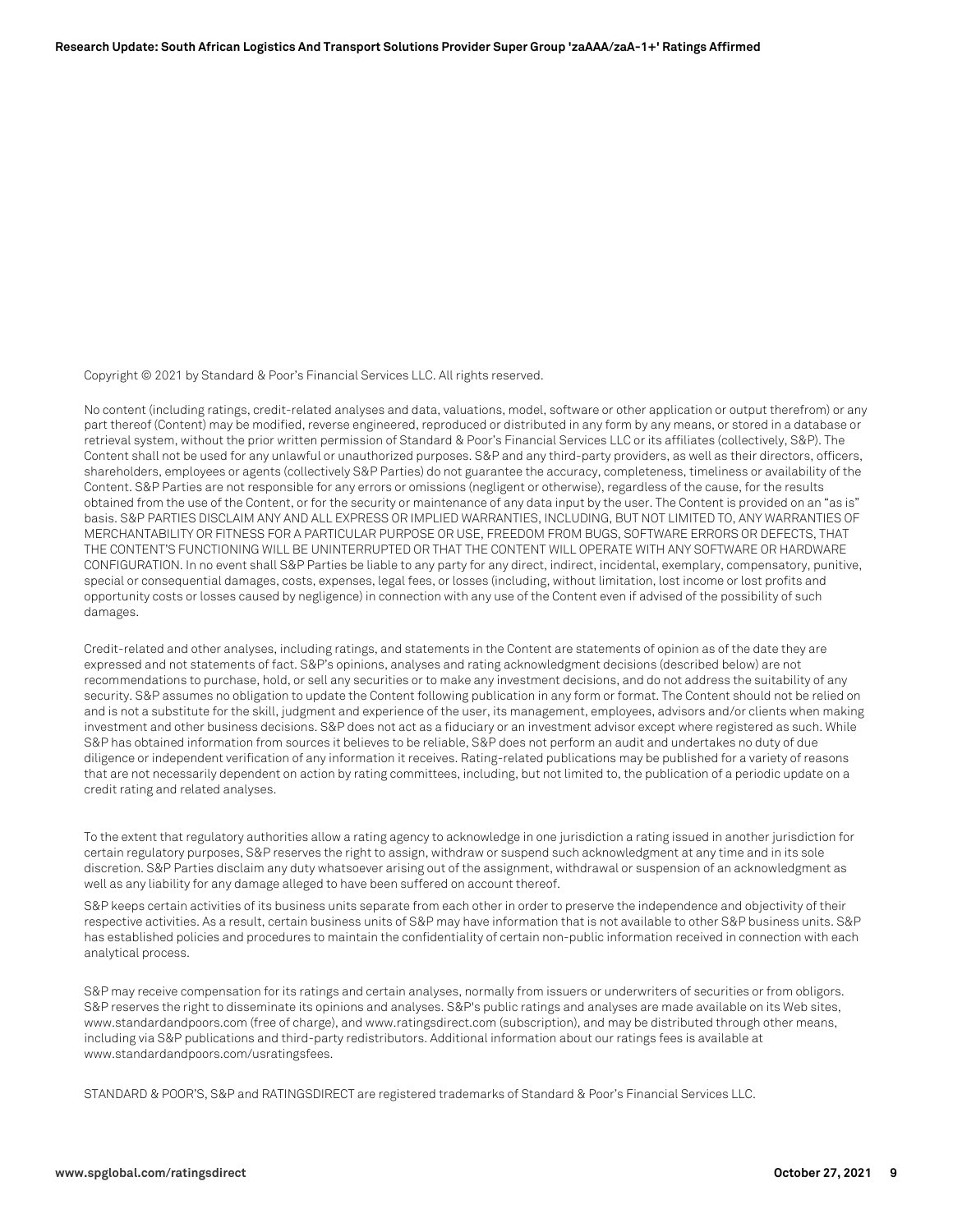Copyright © 2021 by Standard & Poor's Financial Services LLC. All rights reserved.

No content (including ratings, credit-related analyses and data, valuations, model, software or other application or output therefrom) or any part thereof (Content) may be modified, reverse engineered, reproduced or distributed in any form by any means, or stored in a database or retrieval system, without the prior written permission of Standard & Poor's Financial Services LLC or its affiliates (collectively, S&P). The Content shall not be used for any unlawful or unauthorized purposes. S&P and any third-party providers, as well as their directors, officers, shareholders, employees or agents (collectively S&P Parties) do not guarantee the accuracy, completeness, timeliness or availability of the Content. S&P Parties are not responsible for any errors or omissions (negligent or otherwise), regardless of the cause, for the results obtained from the use of the Content, or for the security or maintenance of any data input by the user. The Content is provided on an "as is" basis. S&P PARTIES DISCLAIM ANY AND ALL EXPRESS OR IMPLIED WARRANTIES, INCLUDING, BUT NOT LIMITED TO, ANY WARRANTIES OF MERCHANTABILITY OR FITNESS FOR A PARTICULAR PURPOSE OR USE, FREEDOM FROM BUGS, SOFTWARE ERRORS OR DEFECTS, THAT THE CONTENT'S FUNCTIONING WILL BE UNINTERRUPTED OR THAT THE CONTENT WILL OPERATE WITH ANY SOFTWARE OR HARDWARE CONFIGURATION. In no event shall S&P Parties be liable to any party for any direct, indirect, incidental, exemplary, compensatory, punitive, special or consequential damages, costs, expenses, legal fees, or losses (including, without limitation, lost income or lost profits and opportunity costs or losses caused by negligence) in connection with any use of the Content even if advised of the possibility of such damages.

Credit-related and other analyses, including ratings, and statements in the Content are statements of opinion as of the date they are expressed and not statements of fact. S&P's opinions, analyses and rating acknowledgment decisions (described below) are not recommendations to purchase, hold, or sell any securities or to make any investment decisions, and do not address the suitability of any security. S&P assumes no obligation to update the Content following publication in any form or format. The Content should not be relied on and is not a substitute for the skill, judgment and experience of the user, its management, employees, advisors and/or clients when making investment and other business decisions. S&P does not act as a fiduciary or an investment advisor except where registered as such. While S&P has obtained information from sources it believes to be reliable, S&P does not perform an audit and undertakes no duty of due diligence or independent verification of any information it receives. Rating-related publications may be published for a variety of reasons that are not necessarily dependent on action by rating committees, including, but not limited to, the publication of a periodic update on a credit rating and related analyses.

To the extent that regulatory authorities allow a rating agency to acknowledge in one jurisdiction a rating issued in another jurisdiction for certain regulatory purposes, S&P reserves the right to assign, withdraw or suspend such acknowledgment at any time and in its sole discretion. S&P Parties disclaim any duty whatsoever arising out of the assignment, withdrawal or suspension of an acknowledgment as well as any liability for any damage alleged to have been suffered on account thereof.

S&P keeps certain activities of its business units separate from each other in order to preserve the independence and objectivity of their respective activities. As a result, certain business units of S&P may have information that is not available to other S&P business units. S&P has established policies and procedures to maintain the confidentiality of certain non-public information received in connection with each analytical process.

S&P may receive compensation for its ratings and certain analyses, normally from issuers or underwriters of securities or from obligors. S&P reserves the right to disseminate its opinions and analyses. S&P's public ratings and analyses are made available on its Web sites, www.standardandpoors.com (free of charge), and www.ratingsdirect.com (subscription), and may be distributed through other means, including via S&P publications and third-party redistributors. Additional information about our ratings fees is available at www.standardandpoors.com/usratingsfees.

STANDARD & POOR'S, S&P and RATINGSDIRECT are registered trademarks of Standard & Poor's Financial Services LLC.